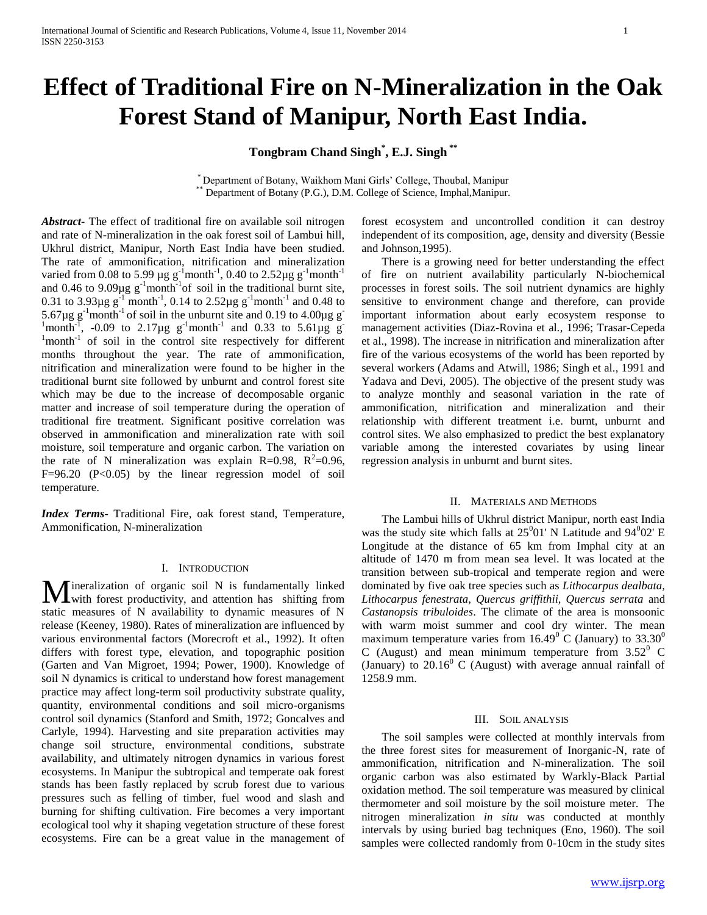# Effect of Traditional Fire on N-Mineralization in the Oak Forest Stand of Manipur, North East India.

**Tongbram Chand Singh[*], E.J. Singh[**]**

[*] Department of Botany, Waikhom Mani Girls' College, Thoubal, Manipur
[**] Department of Botany (P.G.), D.M. College of Science, Imphal,Manipur.

***Abstract*-** The effect of traditional fire on available soil nitrogen and rate of N-mineralization in the oak forest soil of Lambui hill, Ukhrul district, Manipur, North East India have been studied. The rate of ammonification, nitrification and mineralization varied from 0.08 to 5.99 µg $g^{-1}month^{-1}$, 0.40 to 2.52µg $g^{-1}month^{-1}$ and 0.46 to 9.09µg $g^{-1}month^{-1}$of soil in the traditional burnt site, 0.31 to 3.93µg $g^{-1}$ $month^{-1}$, 0.14 to 2.52µg $g^{-1}month^{-1}$ and 0.48 to 5.67µg $g^{-1}month^{-1}$ of soil in the unburnt site and 0.19 to 4.00µg $g^{-1}month^{-1}$, -0.09 to 2.17µg $g^{-1}month^{-1}$ and 0.33 to 5.61µg $g^{-1}month^{-1}$ of soil in the control site respectively for different months throughout the year. The rate of ammonification, nitrification and mineralization were found to be higher in the traditional burnt site followed by unburnt and control forest site which may be due to the increase of decomposable organic matter and increase of soil temperature during the operation of traditional fire treatment. Significant positive correlation was observed in ammonification and mineralization rate with soil moisture, soil temperature and organic carbon. The variation on the rate of N mineralization was explain R=0.98, $R^2$=0.96, F=96.20 ($P<0.05$) by the linear regression model of soil temperature.

***Index Terms*-** Traditional Fire, oak forest stand, Temperature, Ammonification, N-mineralization

## I. Introduction

Mineralization of organic soil N is fundamentally linked with forest productivity, and attention has shifting from static measures of N availability to dynamic measures of N release (Keeney, 1980). Rates of mineralization are influenced by various environmental factors (Morecroft et al., 1992). It often differs with forest type, elevation, and topographic position (Garten and Van Migroet, 1994; Power, 1900). Knowledge of soil N dynamics is critical to understand how forest management practice may affect long-term soil productivity substrate quality, quantity, environmental conditions and soil micro-organisms control soil dynamics (Stanford and Smith, 1972; Goncalves and Carlyle, 1994). Harvesting and site preparation activities may change soil structure, environmental conditions, substrate availability, and ultimately nitrogen dynamics in various forest ecosystems. In Manipur the subtropical and temperate oak forest stands has been fastly replaced by scrub forest due to various pressures such as felling of timber, fuel wood and slash and burning for shifting cultivation. Fire becomes a very important ecological tool why it shaping vegetation structure of these forest ecosystems. Fire can be a great value in the management of forest ecosystem and uncontrolled condition it can destroy independent of its composition, age, density and diversity (Bessie and Johnson,1995).

There is a growing need for better understanding the effect of fire on nutrient availability particularly N-biochemical processes in forest soils. The soil nutrient dynamics are highly sensitive to environment change and therefore, can provide important information about early ecosystem response to management activities (Diaz-Rovina et al., 1996; Trasar-Cepeda et al., 1998). The increase in nitrification and mineralization after fire of the various ecosystems of the world has been reported by several workers (Adams and Atwill, 1986; Singh et al., 1991 and Yadava and Devi, 2005). The objective of the present study was to analyze monthly and seasonal variation in the rate of ammonification, nitrification and mineralization and their relationship with different treatment i.e. burnt, unburnt and control sites. We also emphasized to predict the best explanatory variable among the interested covariates by using linear regression analysis in unburnt and burnt sites.

## II. Materials and Methods

The Lambui hills of Ukhrul district Manipur, north east India was the study site which falls at $25^0$01' N Latitude and $94^0$02' E Longitude at the distance of 65 km from Imphal city at an altitude of 1470 m from mean sea level. It was located at the transition between sub-tropical and temperate region and were dominated by five oak tree species such as *Lithocarpus dealbata, Lithocarpus fenestrata, Quercus griffithii, Quercus serrata* and *Castanopsis tribuloides*. The climate of the area is monsoonic with warm moist summer and cool dry winter. The mean maximum temperature varies from $16.49^0$ C (January) to $33.30^0$ C (August) and mean minimum temperature from $3.52^0$ C (January) to $20.16^0$ C (August) with average annual rainfall of 1258.9 mm.

## III. Soil analysis

The soil samples were collected at monthly intervals from the three forest sites for measurement of Inorganic-N, rate of ammonification, nitrification and N-mineralization. The soil organic carbon was also estimated by Warkly-Black Partial oxidation method. The soil temperature was measured by clinical thermometer and soil moisture by the soil moisture meter. The nitrogen mineralization *in situ* was conducted at monthly intervals by using buried bag techniques (Eno, 1960). The soil samples were collected randomly from 0-10cm in the study sites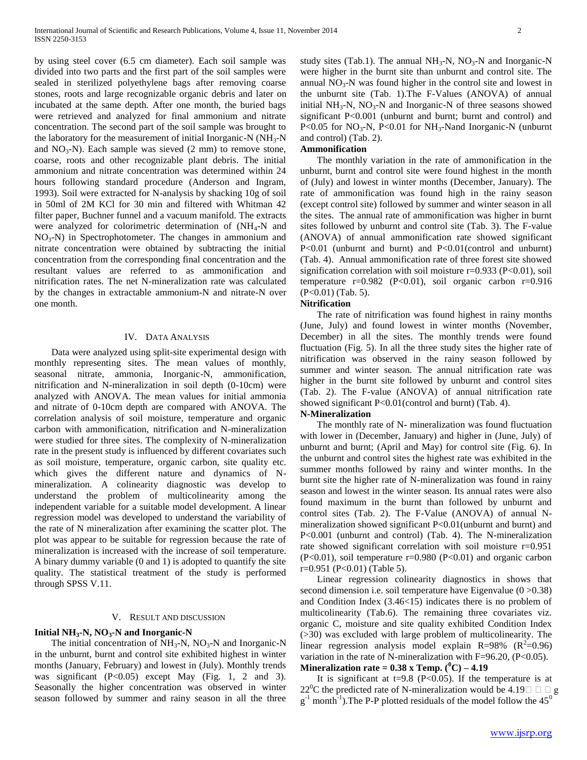by using steel cover (6.5 cm diameter). Each soil sample was divided into two parts and the first part of the soil samples were sealed in sterilized polyethylene bags after removing coarse stones, roots and large recognizable organic debris and later on incubated at the same depth. After one month, the buried bags were retrieved and analyzed for final ammonium and nitrate concentration. The second part of the soil sample was brought to the laboratory for the measurement of initial Inorganic-N ($NH_3$-N and $NO_3$-N). Each sample was sieved (2 mm) to remove stone, coarse, roots and other recognizable plant debris. The initial ammonium and nitrate concentration was determined within 24 hours following standard procedure (Anderson and Ingram, 1993). Soil were extracted for N-analysis by shacking 10g of soil in 50ml of 2M KCl for 30 min and filtered with Whitman 42 filter paper, Buchner funnel and a vacuum manifold. The extracts were analyzed for colorimetric determination of ($NH_4$-N and $NO_3$-N) in Spectrophotometer. The changes in ammonium and nitrate concentration were obtained by subtracting the initial concentration from the corresponding final concentration and the resultant values are referred to as ammonification and nitrification rates. The net N-mineralization rate was calculated by the changes in extractable ammonium-N and nitrate-N over one month.

## IV. Data Analysis

Data were analyzed using split-site experimental design with monthly representing sites. The mean values of monthly, seasonal nitrate, ammonia, Inorganic-N, ammonification, nitrification and N-mineralization in soil depth (0-10cm) were analyzed with ANOVA. The mean values for initial ammonia and nitrate of 0-10cm depth are compared with ANOVA. The correlation analysis of soil moisture, temperature and organic carbon with ammonification, nitrification and N-mineralization were studied for three sites. The complexity of N-mineralization rate in the present study is influenced by different covariates such as soil moisture, temperature, organic carbon, site quality etc. which gives the different nature and dynamics of N-mineralization. A colinearity diagnostic was develop to understand the problem of multicolinearity among the independent variable for a suitable model development. A linear regression model was developed to understand the variability of the rate of N mineralization after examining the scatter plot. The plot was appear to be suitable for regression because the rate of mineralization is increased with the increase of soil temperature. A binary dummy variable (0 and 1) is adopted to quantify the site quality. The statistical treatment of the study is performed through SPSS V.11.

## V. Result and Discussion

### Initial $NH_3$-N, $NO_3$-N and Inorganic-N

The initial concentration of $NH_3$-N, $NO_3$-N and Inorganic-N in the unburnt, burnt and control site exhibited highest in winter months (January, February) and lowest in (July). Monthly trends was significant ($P<0.05$) except May (Fig. 1, 2 and 3). Seasonally the higher concentration was observed in winter season followed by summer and rainy season in all the three study sites (Tab.1). The annual $NH_3$-N, $NO_3$-N and Inorganic-N were higher in the burnt site than unburnt and control site. The annual $NO_3$-N was found higher in the control site and lowest in the unburnt site (Tab. 1).The F-Values (ANOVA) of annual initial $NH_3$-N, $NO_3$-N and Inorganic-N of three seasons showed significant $P<0.001$ (unburnt and burnt; burnt and control) and $P<0.05$ for $NO_3$-N, $P<0.01$ for $NH_3$-Nand Inorganic-N (unburnt and control) (Tab. 2).

### Ammonification

The monthly variation in the rate of ammonification in the unburnt, burnt and control site were found highest in the month of (July) and lowest in winter months (December, January). The rate of ammonification was found high in the rainy season (except control site) followed by summer and winter season in all the sites. The annual rate of ammonification was higher in burnt sites followed by unburnt and control site (Tab. 3). The F-value (ANOVA) of annual ammonification rate showed significant $P<0.01$ (unburnt and burnt) and $P<0.01$(control and unburnt) (Tab. 4). Annual ammonification rate of three forest site showed signification correlation with soil moisture $r=0.933$ ($P<0.01$), soil temperature $r=0.982$ ($P<0.01$), soil organic carbon $r=0.916$ ($P<0.01$) (Tab. 5).

### Nitrification

The rate of nitrification was found highest in rainy months (June, July) and found lowest in winter months (November, December) in all the sites. The monthly trends were found fluctuation (Fig. 5). In all the three study sites the higher rate of nitrification was observed in the rainy season followed by summer and winter season. The annual nitrification rate was higher in the burnt site followed by unburnt and control sites (Tab. 2). The F-value (ANOVA) of annual nitrification rate showed significant $P<0.01$(control and burnt) (Tab. 4).

### N-Mineralization

The monthly rate of N- mineralization was found fluctuation with lower in (December, January) and higher in (June, July) of unburnt and burnt; (April and May) for control site (Fig. 6). In the unburnt and control sites the highest rate was exhibited in the summer months followed by rainy and winter months. In the burnt site the higher rate of N-mineralization was found in rainy season and lowest in the winter season. Its annual rates were also found maximum in the burnt than followed by unburnt and control sites (Tab. 2). The F-Value (ANOVA) of annual N-mineralization showed significant $P<0.01$(unburnt and burnt) and $P<0.001$ (unburnt and control) (Tab. 4). The N-mineralization rate showed significant correlation with soil moisture $r=0.951$ ($P<0.01$), soil temperature $r=0.980$ ($P<0.01$) and organic carbon $r=0.951$ ($P<0.01$) (Table 5).

Linear regression colinearity diagnostics in shows that second dimension i.e. soil temperature have Eigenvalue ($0 >0.38$) and Condition Index ($3.46<15$) indicates there is no problem of multicolinearity (Tab.6). The remaining three covariates viz. organic C, moisture and site quality exhibited Condition Index (>30) was excluded with large problem of multicolinearity. The linear regression analysis model explain R=98% ($R^2$=0.96) variation in the rate of N-mineralization with F=96.20, ($P<0.05$).

**Mineralization rate = 0.38 x Temp. ($^0$C) – 4.19**

It is significant at t=9.8 ($P<0.05$). If the temperature is at $22^0$C the predicted rate of N-mineralization would be 4.19 g $g^{-1}$ $month^{-1}$).The P-P plotted residuals of the model follow the $45^0$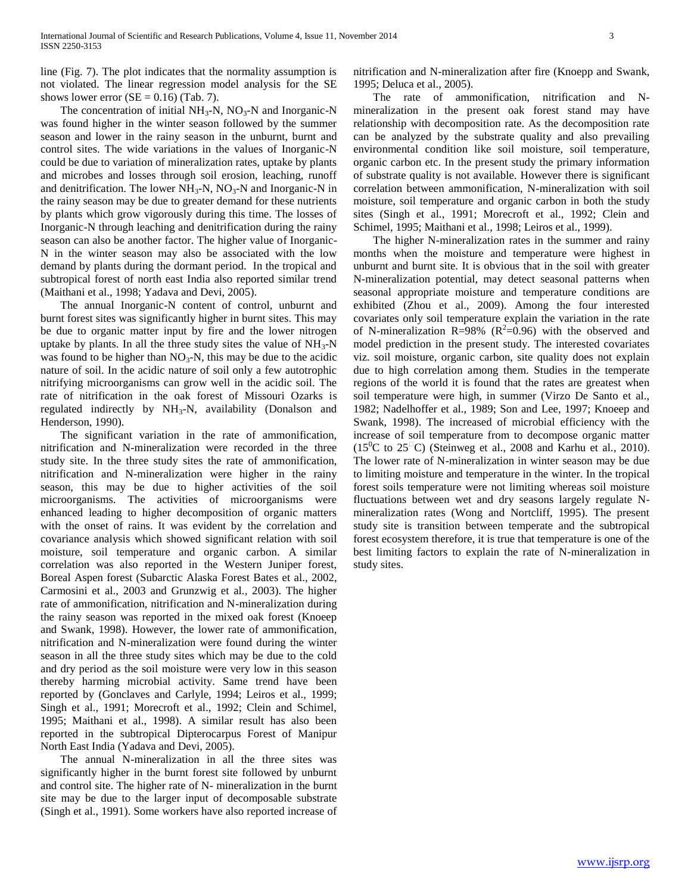line (Fig. 7). The plot indicates that the normality assumption is not violated. The linear regression model analysis for the SE shows lower error (SE = 0.16) (Tab. 7).

The concentration of initial $NH_3$-N, $NO_3$-N and Inorganic-N was found higher in the winter season followed by the summer season and lower in the rainy season in the unburnt, burnt and control sites. The wide variations in the values of Inorganic-N could be due to variation of mineralization rates, uptake by plants and microbes and losses through soil erosion, leaching, runoff and denitrification. The lower $NH_3$-N, $NO_3$-N and Inorganic-N in the rainy season may be due to greater demand for these nutrients by plants which grow vigorously during this time. The losses of Inorganic-N through leaching and denitrification during the rainy season can also be another factor. The higher value of Inorganic-N in the winter season may also be associated with the low demand by plants during the dormant period. In the tropical and subtropical forest of north east India also reported similar trend (Maithani et al., 1998; Yadava and Devi, 2005).

The annual Inorganic-N content of control, unburnt and burnt forest sites was significantly higher in burnt sites. This may be due to organic matter input by fire and the lower nitrogen uptake by plants. In all the three study sites the value of $NH_3$-N was found to be higher than $NO_3$-N, this may be due to the acidic nature of soil. In the acidic nature of soil only a few autotrophic nitrifying microorganisms can grow well in the acidic soil. The rate of nitrification in the oak forest of Missouri Ozarks is regulated indirectly by $NH_3$-N, availability (Donalson and Henderson, 1990).

The significant variation in the rate of ammonification, nitrification and N-mineralization were recorded in the three study site. In the three study sites the rate of ammonification, nitrification and N-mineralization were higher in the rainy season, this may be due to higher activities of the soil microorganisms. The activities of microorganisms were enhanced leading to higher decomposition of organic matters with the onset of rains. It was evident by the correlation and covariance analysis which showed significant relation with soil moisture, soil temperature and organic carbon. A similar correlation was also reported in the Western Juniper forest, Boreal Aspen forest (Subarctic Alaska Forest Bates et al., 2002, Carmosini et al., 2003 and Grunzwig et al., 2003). The higher rate of ammonification, nitrification and N-mineralization during the rainy season was reported in the mixed oak forest (Knoeep and Swank, 1998). However, the lower rate of ammonification, nitrification and N-mineralization were found during the winter season in all the three study sites which may be due to the cold and dry period as the soil moisture were very low in this season thereby harming microbial activity. Same trend have been reported by (Gonclaves and Carlyle, 1994; Leiros et al., 1999; Singh et al., 1991; Morecroft et al., 1992; Clein and Schimel, 1995; Maithani et al., 1998). A similar result has also been reported in the subtropical Dipterocarpus Forest of Manipur North East India (Yadava and Devi, 2005).

The annual N-mineralization in all the three sites was significantly higher in the burnt forest site followed by unburnt and control site. The higher rate of N- mineralization in the burnt site may be due to the larger input of decomposable substrate (Singh et al., 1991). Some workers have also reported increase of nitrification and N-mineralization after fire (Knoepp and Swank, 1995; Deluca et al., 2005).

The rate of ammonification, nitrification and N-mineralization in the present oak forest stand may have relationship with decomposition rate. As the decomposition rate can be analyzed by the substrate quality and also prevailing environmental condition like soil moisture, soil temperature, organic carbon etc. In the present study the primary information of substrate quality is not available. However there is significant correlation between ammonification, N-mineralization with soil moisture, soil temperature and organic carbon in both the study sites (Singh et al., 1991; Morecroft et al., 1992; Clein and Schimel, 1995; Maithani et al., 1998; Leiros et al., 1999).

The higher N-mineralization rates in the summer and rainy months when the moisture and temperature were highest in unburnt and burnt site. It is obvious that in the soil with greater N-mineralization potential, may detect seasonal patterns when seasonal appropriate moisture and temperature conditions are exhibited (Zhou et al., 2009). Among the four interested covariates only soil temperature explain the variation in the rate of N-mineralization R=98% ($R^2$=0.96) with the observed and model prediction in the present study. The interested covariates viz. soil moisture, organic carbon, site quality does not explain due to high correlation among them. Studies in the temperate regions of the world it is found that the rates are greatest when soil temperature were high, in summer (Virzo De Santo et al., 1982; Nadelhoffer et al., 1989; Son and Lee, 1997; Knoeep and Swank, 1998). The increased of microbial efficiency with the increase of soil temperature from to decompose organic matter ($15^0$C to 25°C) (Steinweg et al., 2008 and Karhu et al., 2010). The lower rate of N-mineralization in winter season may be due to limiting moisture and temperature in the winter. In the tropical forest soils temperature were not limiting whereas soil moisture fluctuations between wet and dry seasons largely regulate N-mineralization rates (Wong and Nortcliff, 1995). The present study site is transition between temperate and the subtropical forest ecosystem therefore, it is true that temperature is one of the best limiting factors to explain the rate of N-mineralization in study sites.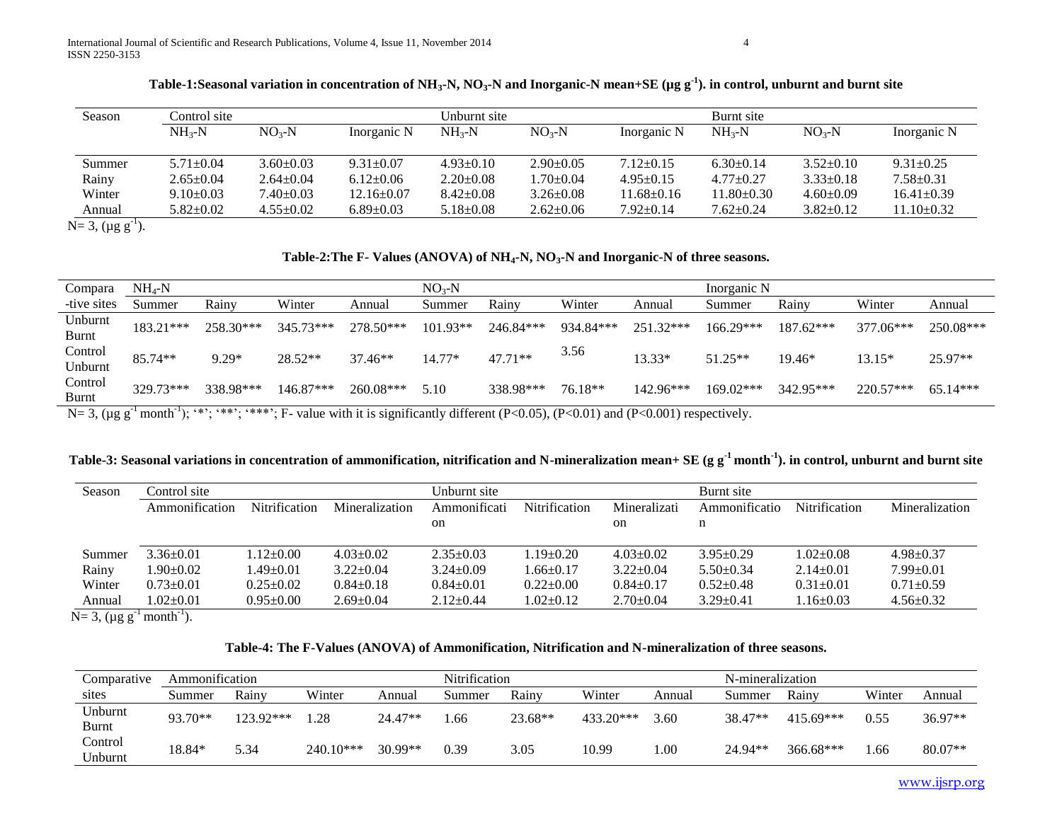**Table-1:Seasonal variation in concentration of $NH_3$-N, $NO_3$-N and Inorganic-N mean+SE ($\mu g\ g^{-1}$). in control, unburnt and burnt site**

| Season | Control site | | | Unburnt site | | | Burnt site | | |
|---|---|---|---|---|---|---|---|---|---|
| | $NH_3$-N | $NO_3$-N | Inorganic N | $NH_3$-N | $NO_3$-N | Inorganic N | $NH_3$-N | $NO_3$-N | Inorganic N |
| Summer | 5.71±0.04 | 3.60±0.03 | 9.31±0.07 | 4.93±0.10 | 2.90±0.05 | 7.12±0.15 | 6.30±0.14 | 3.52±0.10 | 9.31±0.25 |
| Rainy | 2.65±0.04 | 2.64±0.04 | 6.12±0.06 | 2.20±0.08 | 1.70±0.04 | 4.95±0.15 | 4.77±0.27 | 3.33±0.18 | 7.58±0.31 |
| Winter | 9.10±0.03 | 7.40±0.03 | 12.16±0.07 | 8.42±0.08 | 3.26±0.08 | 11.68±0.16 | 11.80±0.30 | 4.60±0.09 | 16.41±0.39 |
| Annual | 5.82±0.02 | 4.55±0.02 | 6.89±0.03 | 5.18±0.08 | 2.62±0.06 | 7.92±0.14 | 7.62±0.24 | 3.82±0.12 | 11.10±0.32 |

N= 3, ($\mu g\ g^{-1}$).

**Table-2:The F- Values (ANOVA) of $NH_4$-N, $NO_3$-N and Inorganic-N of three seasons.**

| Compara -tive sites | $NH_4$-N | | | | $NO_3$-N | | | | Inorganic N | | | |
|---|---|---|---|---|---|---|---|---|---|---|---|---|
| | Summer | Rainy | Winter | Annual | Summer | Rainy | Winter | Annual | Summer | Rainy | Winter | Annual |
| Unburnt Burnt | 183.21*** | 258.30*** | 345.73*** | 278.50*** | 101.93** | 246.84*** | 934.84*** | 251.32*** | 166.29*** | 187.62*** | 377.06*** | 250.08*** |
| Control Unburnt | 85.74** | 9.29* | 28.52** | 37.46** | 14.77* | 47.71** | 3.56 | 13.33* | 51.25** | 19.46* | 13.15* | 25.97** |
| Control Burnt | 329.73*** | 338.98*** | 146.87*** | 260.08*** | 5.10 | 338.98*** | 76.18** | 142.96*** | 169.02*** | 342.95*** | 220.57*** | 65.14*** |

N= 3, ($\mu g\ g^{-1}\ month^{-1}$); '*'; '**'; '***'; F- value with it is significantly different ($P<0.05$), ($P<0.01$) and ($P<0.001$) respectively.

**Table-3: Seasonal variations in concentration of ammonification, nitrification and N-mineralization mean+ SE ($g\ g^{-1}\ month^{-1}$). in control, unburnt and burnt site**

| Season | Control site | | | Unburnt site | | | Burnt site | | |
|---|---|---|---|---|---|---|---|---|---|
| | Ammonification | Nitrification | Mineralization | Ammonification | Nitrification | Mineralization | Ammonification | Nitrification | Mineralization |
| Summer | 3.36±0.01 | 1.12±0.00 | 4.03±0.02 | 2.35±0.03 | 1.19±0.20 | 4.03±0.02 | 3.95±0.29 | 1.02±0.08 | 4.98±0.37 |
| Rainy | 1.90±0.02 | 1.49±0.01 | 3.22±0.04 | 3.24±0.09 | 1.66±0.17 | 3.22±0.04 | 5.50±0.34 | 2.14±0.01 | 7.99±0.01 |
| Winter | 0.73±0.01 | 0.25±0.02 | 0.84±0.18 | 0.84±0.01 | 0.22±0.00 | 0.84±0.17 | 0.52±0.48 | 0.31±0.01 | 0.71±0.59 |
| Annual | 1.02±0.01 | 0.95±0.00 | 2.69±0.04 | 2.12±0.44 | 1.02±0.12 | 2.70±0.04 | 3.29±0.41 | 1.16±0.03 | 4.56±0.32 |

N= 3, ($\mu g\ g^{-1}\ month^{-1}$).

**Table-4: The F-Values (ANOVA) of Ammonification, Nitrification and N-mineralization of three seasons.**

| Comparative sites | Ammonification | | | | Nitrification | | | | N-mineralization | | | |
|---|---|---|---|---|---|---|---|---|---|---|---|---|
| | Summer | Rainy | Winter | Annual | Summer | Rainy | Winter | Annual | Summer | Rainy | Winter | Annual |
| Unburnt Burnt | 93.70** | 123.92*** | 1.28 | 24.47** | 1.66 | 23.68** | 433.20*** | 3.60 | 38.47** | 415.69*** | 0.55 | 36.97** |
| Control Unburnt | 18.84* | 5.34 | 240.10*** | 30.99** | 0.39 | 3.05 | 10.99 | 1.00 | 24.94** | 366.68*** | 1.66 | 80.07** |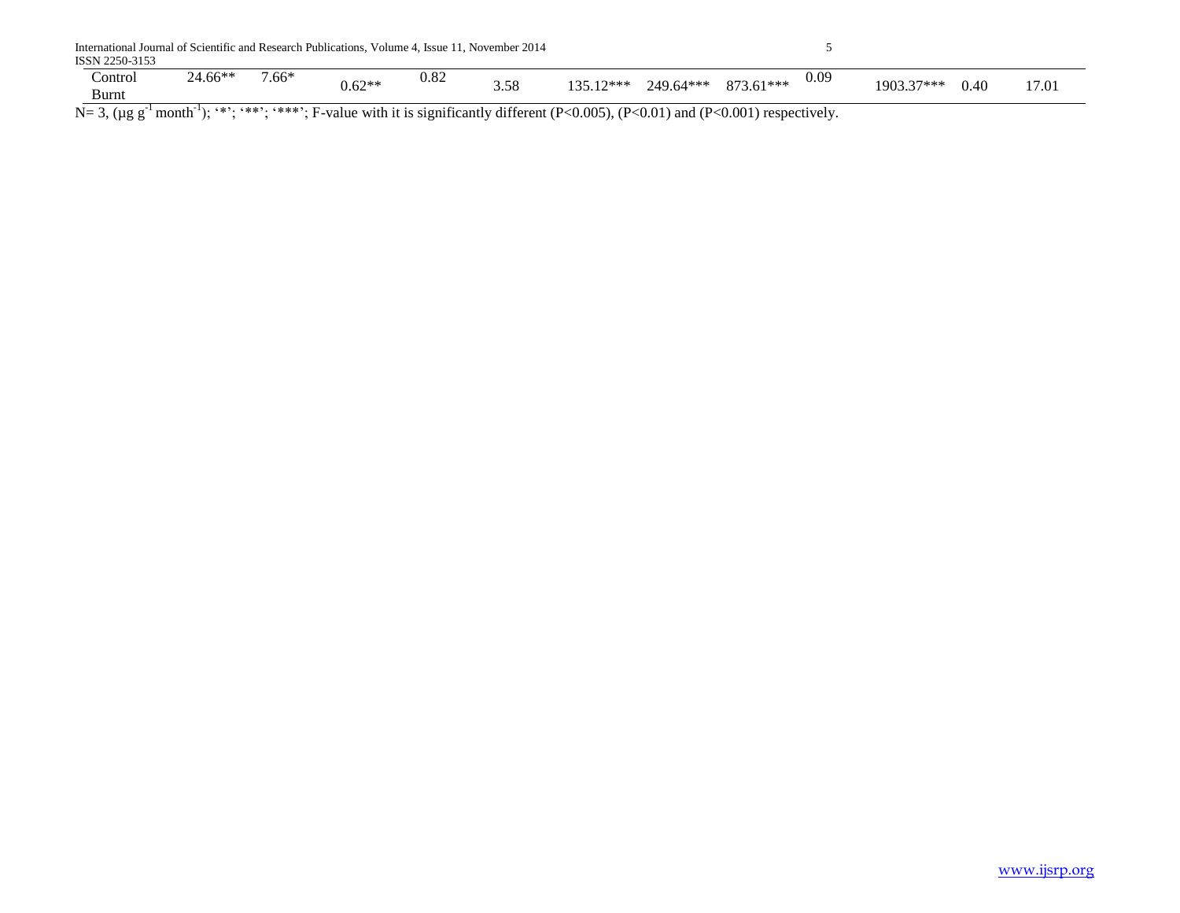| Control Burnt | 24.66** | 7.66* | 0.62** | 0.82 | 3.58 | 135.12*** | 249.64*** | 873.61*** | 0.09 | 1903.37*** | 0.40 | 17.01 |
|---|---|---|---|---|---|---|---|---|---|---|---|---|

N= 3, (μg $g^{-1}$ $month^{-1}$); '*'; '**'; '***'; F-value with it is significantly different (P<0.005), (P<0.01) and (P<0.001) respectively.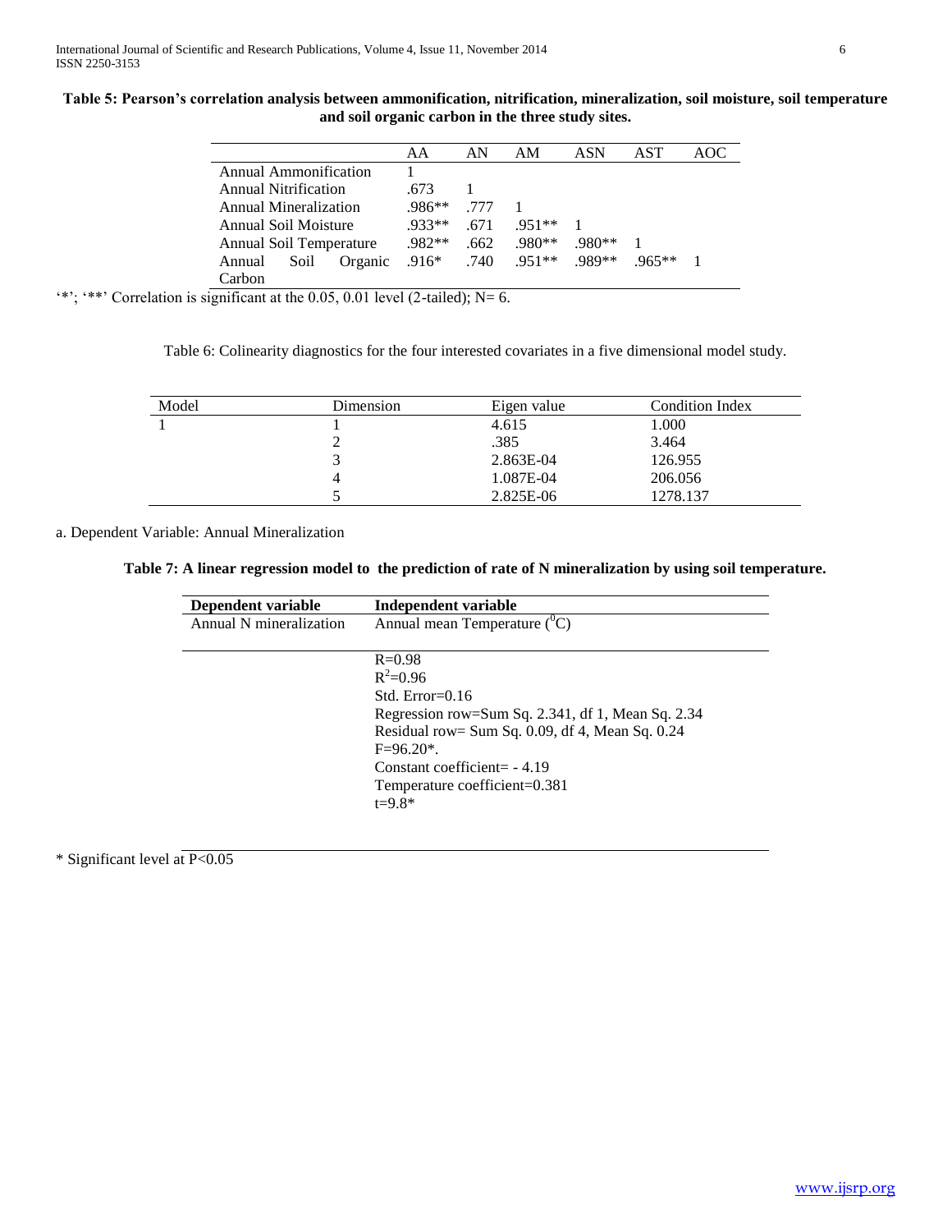**Table 5: Pearson's correlation analysis between ammonification, nitrification, mineralization, soil moisture, soil temperature and soil organic carbon in the three study sites.**

| | AA | AN | AM | ASN | AST | AOC |
|---|---|---|---|---|---|---|
| Annual Ammonification | 1 | | | | | |
| Annual Nitrification | .673 | 1 | | | | |
| Annual Mineralization | .986** | .777 | 1 | | | |
| Annual Soil Moisture | .933** | .671 | .951** | 1 | | |
| Annual Soil Temperature | .982** | .662 | .980** | .980** | 1 | |
| Annual Soil Organic Carbon | .916* | .740 | .951** | .989** | .965** | 1 |

'*'; '**' Correlation is significant at the 0.05, 0.01 level (2-tailed); N= 6.

Table 6: Colinearity diagnostics for the four interested covariates in a five dimensional model study.

| Model | Dimension | Eigen value | Condition Index |
|---|---|---|---|
| 1 | 1 | 4.615 | 1.000 |
| | 2 | .385 | 3.464 |
| | 3 | 2.863E-04 | 126.955 |
| | 4 | 1.087E-04 | 206.056 |
| | 5 | 2.825E-06 | 1278.137 |

a. Dependent Variable: Annual Mineralization

**Table 7: A linear regression model to the prediction of rate of N mineralization by using soil temperature.**

| Dependent variable | Independent variable |
|---|---|
| Annual N mineralization | Annual mean Temperature ($^{0}$C) |
| | R=0.98<br>$R^2$=0.96<br>Std. Error=0.16<br>Regression row=Sum Sq. 2.341, df 1, Mean Sq. 2.34<br>Residual row= Sum Sq. 0.09, df 4, Mean Sq. 0.24<br>F=96.20*.<br>Constant coefficient= - 4.19<br>Temperature coefficient=0.381<br>t=9.8* |

* Significant level at P<0.05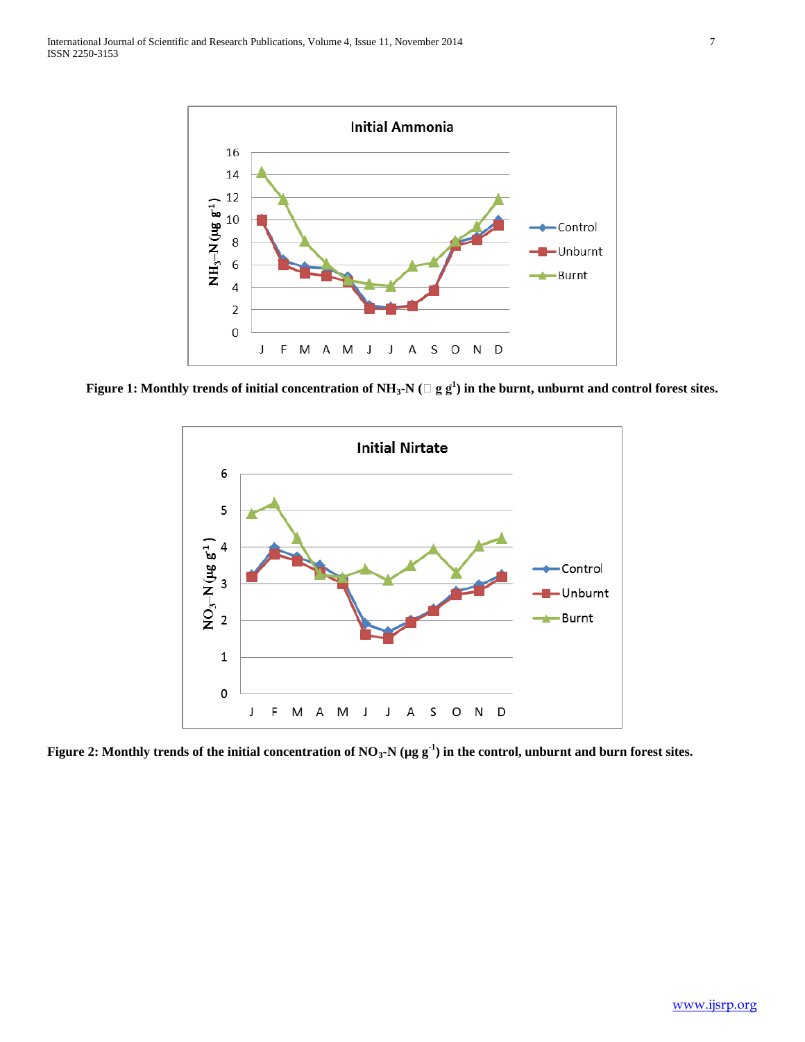**Figure 1: Monthly trends of initial concentration of $NH_3$-N (□ g g[1]) in the burnt, unburnt and control forest sites.**

**Figure 2: Monthly trends of the initial concentration of $NO_3$-N (μg $g^{-1}$) in the control, unburnt and burn forest sites.**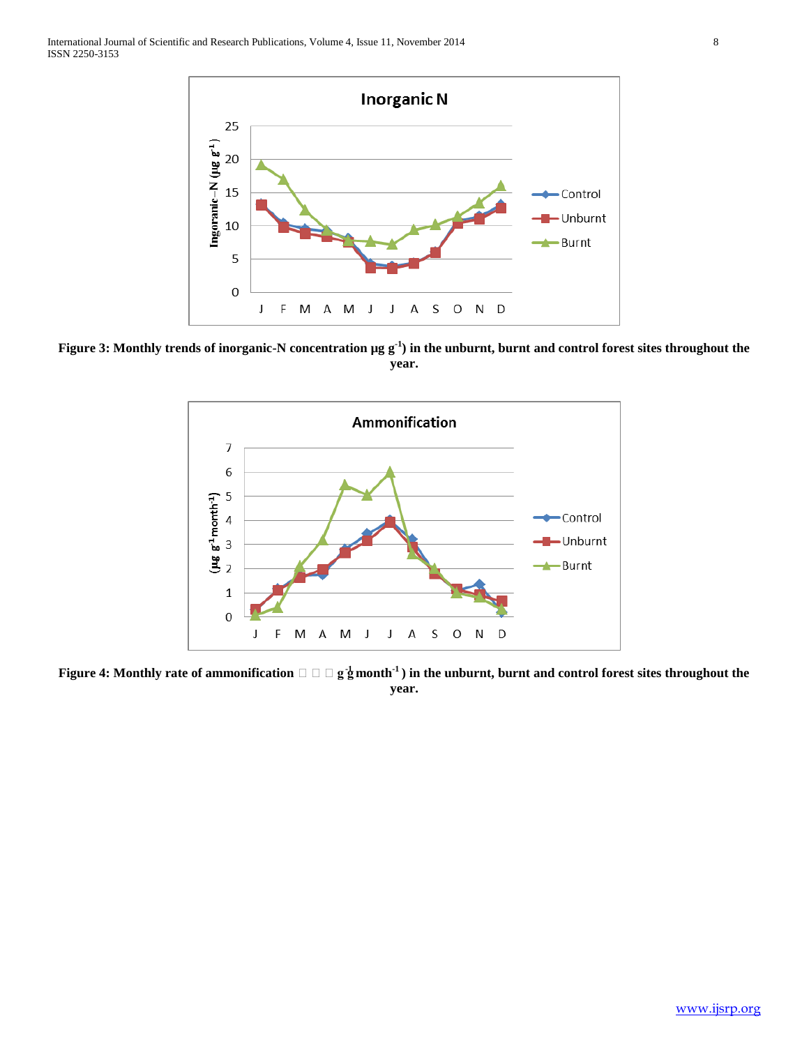**Figure 3: Monthly trends of inorganic-N concentration µg $g^{-1}$) in the unburnt, burnt and control forest sites throughout the year.**

**Figure 4: Monthly rate of ammonification  g $g^{-1}$ $month^{-1}$) in the unburnt, burnt and control forest sites throughout the year.**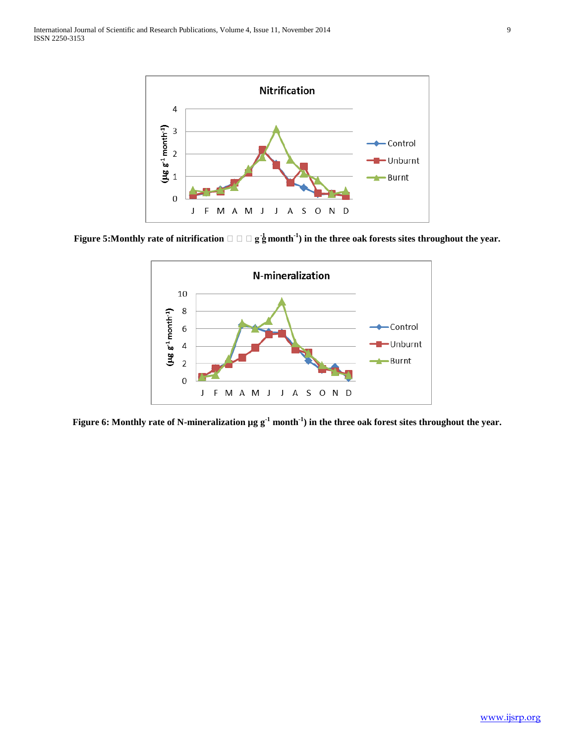Figure 5:Monthly rate of nitrification □ □ □ g$^{-1}$ month$^{-1}$) in the three oak forests sites throughout the year.

Figure 6: Monthly rate of N-mineralization μg g$^{-1}$ month$^{-1}$) in the three oak forest sites throughout the year.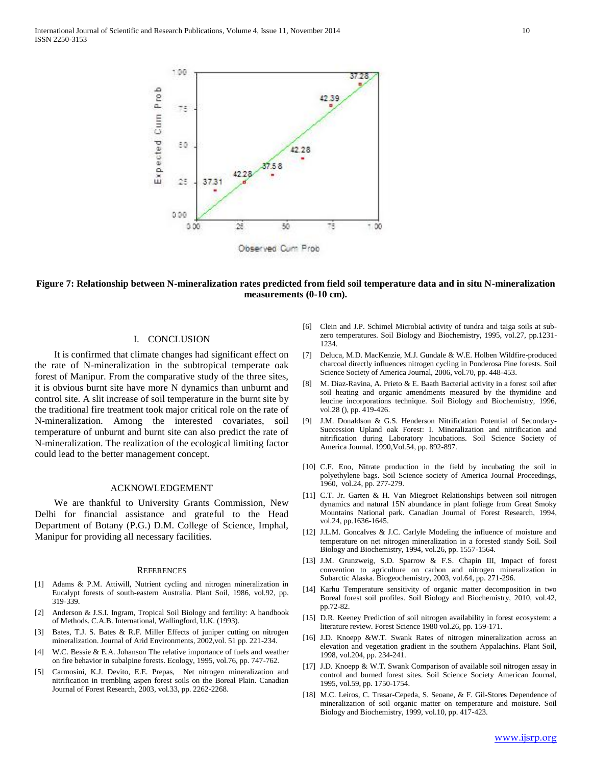**Figure 7: Relationship between N-mineralization rates predicted from field soil temperature data and in situ N-mineralization measurements (0-10 cm).**

## I. CONCLUSION

It is confirmed that climate changes had significant effect on the rate of N-mineralization in the subtropical temperate oak forest of Manipur. From the comparative study of the three sites, it is obvious burnt site have more N dynamics than unburnt and control site. A slit increase of soil temperature in the burnt site by the traditional fire treatment took major critical role on the rate of N-mineralization. Among the interested covariates, soil temperature of unburnt and burnt site can also predict the rate of N-mineralization. The realization of the ecological limiting factor could lead to the better management concept.

## ACKNOWLEDGEMENT

We are thankful to University Grants Commission, New Delhi for financial assistance and grateful to the Head Department of Botany (P.G.) D.M. College of Science, Imphal, Manipur for providing all necessary facilities.

## REFERENCES

[1] Adams & P.M. Attiwill, Nutrient cycling and nitrogen mineralization in Eucalypt forests of south-eastern Australia. Plant Soil, 1986, vol.92, pp. 319-339.

[2] Anderson & J.S.I. Ingram, Tropical Soil Biology and fertility: A handbook of Methods. C.A.B. International, Wallingford, U.K. (1993).

[3] Bates, T.J. S. Bates & R.F. Miller Effects of juniper cutting on nitrogen mineralization. Journal of Arid Environments, 2002,vol. 51 pp. 221-234.

[4] W.C. Bessie & E.A. Johanson The relative importance of fuels and weather on fire behavior in subalpine forests. Ecology, 1995, vol.76, pp. 747-762.

[5] Carmosini, K.J. Devito, E.E. Prepas, Net nitrogen mineralization and nitrification in trembling aspen forest soils on the Boreal Plain. Canadian Journal of Forest Research, 2003, vol.33, pp. 2262-2268.

[6] Clein and J.P. Schimel Microbial activity of tundra and taiga soils at sub-zero temperatures. Soil Biology and Biochemistry, 1995, vol.27, pp.1231-1234.

[7] Deluca, M.D. MacKenzie, M.J. Gundale & W.E. Holben Wildfire-produced charcoal directly influences nitrogen cycling in Ponderosa Pine forests. Soil Science Society of America Journal, 2006, vol.70, pp. 448-453.

[8] M. Diaz-Ravina, A. Prieto & E. Baath Bacterial activity in a forest soil after soil heating and organic amendments measured by the thymidine and leucine incorporations technique. Soil Biology and Biochemistry, 1996, vol.28 (), pp. 419-426.

[9] J.M. Donaldson & G.S. Henderson Nitrification Potential of Secondary-Succession Upland oak Forest: I. Mineralization and nitrification and nitrification during Laboratory Incubations. Soil Science Society of America Journal. 1990,Vol.54, pp. 892-897.

[10] C.F. Eno, Nitrate production in the field by incubating the soil in polyethylene bags. Soil Science society of America Journal Proceedings, 1960, vol.24, pp. 277-279.

[11] C.T. Jr. Garten & H. Van Miegroet Relationships between soil nitrogen dynamics and natural 15N abundance in plant foliage from Great Smoky Mountains National park. Canadian Journal of Forest Research, 1994, vol.24, pp.1636-1645.

[12] J.L.M. Goncalves & J.C. Carlyle Modeling the influence of moisture and temperature on net nitrogen mineralization in a forested standy Soil. Soil Biology and Biochemistry, 1994, vol.26, pp. 1557-1564.

[13] J.M. Grunzweig, S.D. Sparrow & F.S. Chapin III, Impact of forest convention to agriculture on carbon and nitrogen mineralization in Subarctic Alaska. Biogeochemistry, 2003, vol.64, pp. 271-296.

[14] Karhu Temperature sensitivity of organic matter decomposition in two Boreal forest soil profiles. Soil Biology and Biochemistry, 2010, vol.42, pp.72-82.

[15] D.R. Keeney Prediction of soil nitrogen availability in forest ecosystem: a literature review. Forest Science 1980 vol.26, pp. 159-171.

[16] J.D. Knoepp &W.T. Swank Rates of nitrogen mineralization across an elevation and vegetation gradient in the southern Appalachins. Plant Soil, 1998, vol.204, pp. 234-241.

[17] J.D. Knoepp & W.T. Swank Comparison of available soil nitrogen assay in control and burned forest sites. Soil Science Society American Journal, 1995, vol.59, pp. 1750-1754.

[18] M.C. Leiros, C. Trasar-Cepeda, S. Seoane, & F. Gil-Stores Dependence of mineralization of soil organic matter on temperature and moisture. Soil Biology and Biochemistry, 1999, vol.10, pp. 417-423.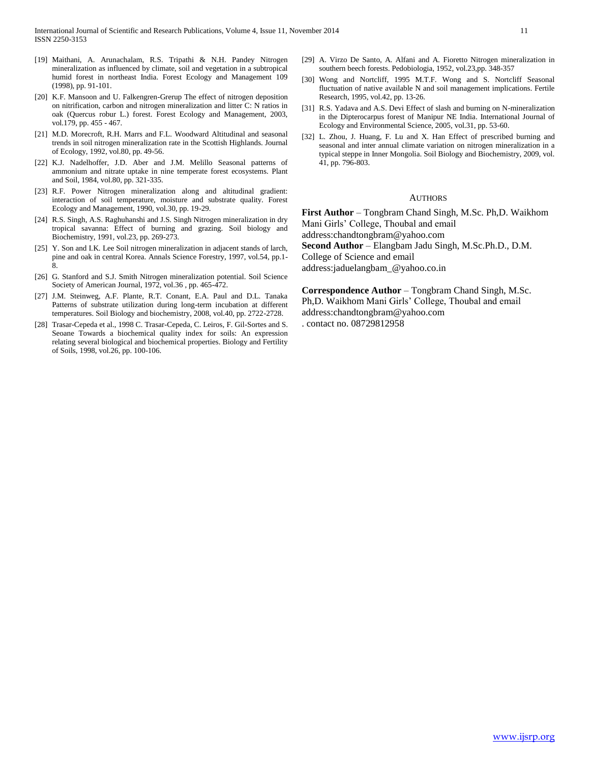[19] Maithani, A. Arunachalam, R.S. Tripathi & N.H. Pandey Nitrogen mineralization as influenced by climate, soil and vegetation in a subtropical humid forest in northeast India. Forest Ecology and Management 109 (1998), pp. 91-101.

[20] K.F. Mansoon and U. Falkengren-Grerup The effect of nitrogen deposition on nitrification, carbon and nitrogen mineralization and litter C: N ratios in oak (Quercus robur L.) forest. Forest Ecology and Management, 2003, vol.179, pp. 455 - 467.

[21] M.D. Morecroft, R.H. Marrs and F.L. Woodward Altitudinal and seasonal trends in soil nitrogen mineralization rate in the Scottish Highlands. Journal of Ecology, 1992, vol.80, pp. 49-56.

[22] K.J. Nadelhoffer, J.D. Aber and J.M. Melillo Seasonal patterns of ammonium and nitrate uptake in nine temperate forest ecosystems. Plant and Soil, 1984, vol.80, pp. 321-335.

[23] R.F. Power Nitrogen mineralization along and altitudinal gradient: interaction of soil temperature, moisture and substrate quality. Forest Ecology and Management, 1990, vol.30, pp. 19-29.

[24] R.S. Singh, A.S. Raghuhanshi and J.S. Singh Nitrogen mineralization in dry tropical savanna: Effect of burning and grazing. Soil biology and Biochemistry, 1991, vol.23, pp. 269-273.

[25] Y. Son and I.K. Lee Soil nitrogen mineralization in adjacent stands of larch, pine and oak in central Korea. Annals Science Forestry, 1997, vol.54, pp.1-8.

[26] G. Stanford and S.J. Smith Nitrogen mineralization potential. Soil Science Society of American Journal, 1972, vol.36 , pp. 465-472.

[27] J.M. Steinweg, A.F. Plante, R.T. Conant, E.A. Paul and D.L. Tanaka Patterns of substrate utilization during long-term incubation at different temperatures. Soil Biology and biochemistry, 2008, vol.40, pp. 2722-2728.

[28] Trasar-Cepeda et al., 1998 C. Trasar-Cepeda, C. Leiros, F. Gil-Sortes and S. Seoane Towards a biochemical quality index for soils: An expression relating several biological and biochemical properties. Biology and Fertility of Soils, 1998, vol.26, pp. 100-106.

[29] A. Virzo De Santo, A. Alfani and A. Fioretto Nitrogen mineralization in southern beech forests. Pedobiologia, 1952, vol.23,pp. 348-357

[30] Wong and Nortcliff, 1995 M.T.F. Wong and S. Nortcliff Seasonal fluctuation of native available N and soil management implications. Fertile Research, 1995, vol.42, pp. 13-26.

[31] R.S. Yadava and A.S. Devi Effect of slash and burning on N-mineralization in the Dipterocarpus forest of Manipur NE India. International Journal of Ecology and Environmental Science, 2005, vol.31, pp. 53-60.

[32] L. Zhou, J. Huang, F. Lu and X. Han Effect of prescribed burning and seasonal and inter annual climate variation on nitrogen mineralization in a typical steppe in Inner Mongolia. Soil Biology and Biochemistry, 2009, vol. 41, pp. 796-803.

## AUTHORS

**First Author** – Tongbram Chand Singh, M.Sc. Ph,D. Waikhom Mani Girls' College, Thoubal and email address:chandtongbram@yahoo.com

**Second Author** – Elangbam Jadu Singh, M.Sc.Ph.D., D.M. College of Science and email address:jaduelangbam_@yahoo.co.in

**Correspondence Author** – Tongbram Chand Singh, M.Sc. Ph,D. Waikhom Mani Girls' College, Thoubal and email address:chandtongbram@yahoo.com
. contact no. 08729812958